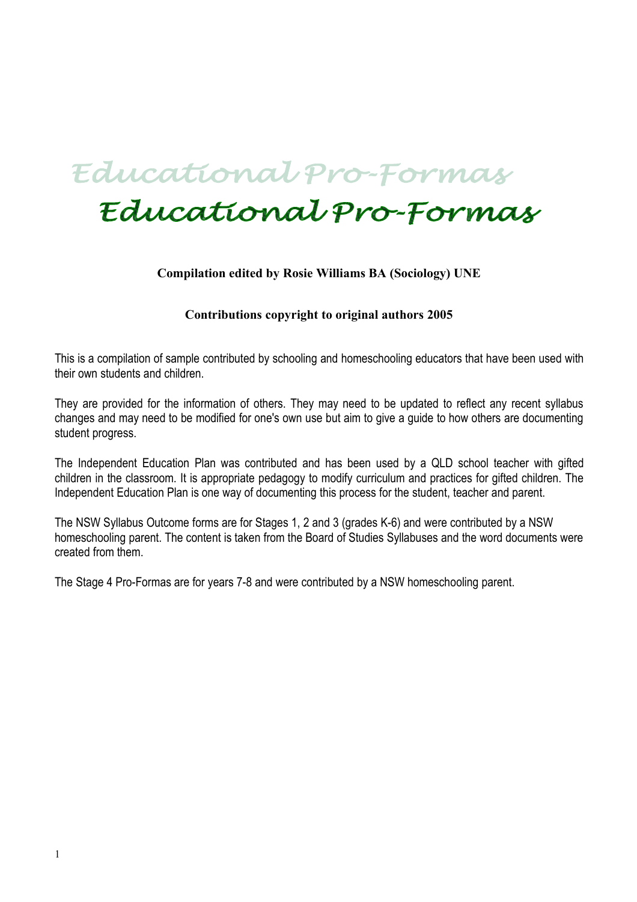# Educational Pro-Formas

**Compilation edited by Rosie Williams BA (Sociology) UNE**

**Contributions copyright to original authors 2005**

This is a compilation of sample contributed by schooling and homeschooling educators that have been used with their own students and children.

They are provided for the information of others. They may need to be updated to reflect any recent syllabus changes and may need to be modified for one's own use but aim to give a guide to how others are documenting student progress.

The Independent Education Plan was contributed and has been used by a QLD school teacher with gifted children in the classroom. It is appropriate pedagogy to modify curriculum and practices for gifted children. The Independent Education Plan is one way of documenting this process for the student, teacher and parent.

The NSW Syllabus Outcome forms are for Stages 1, 2 and 3 (grades K-6) and were contributed by a NSW homeschooling parent. The content is taken from the Board of Studies Syllabuses and the word documents were created from them.

The Stage 4 Pro-Formas are for years 7-8 and were contributed by a NSW homeschooling parent.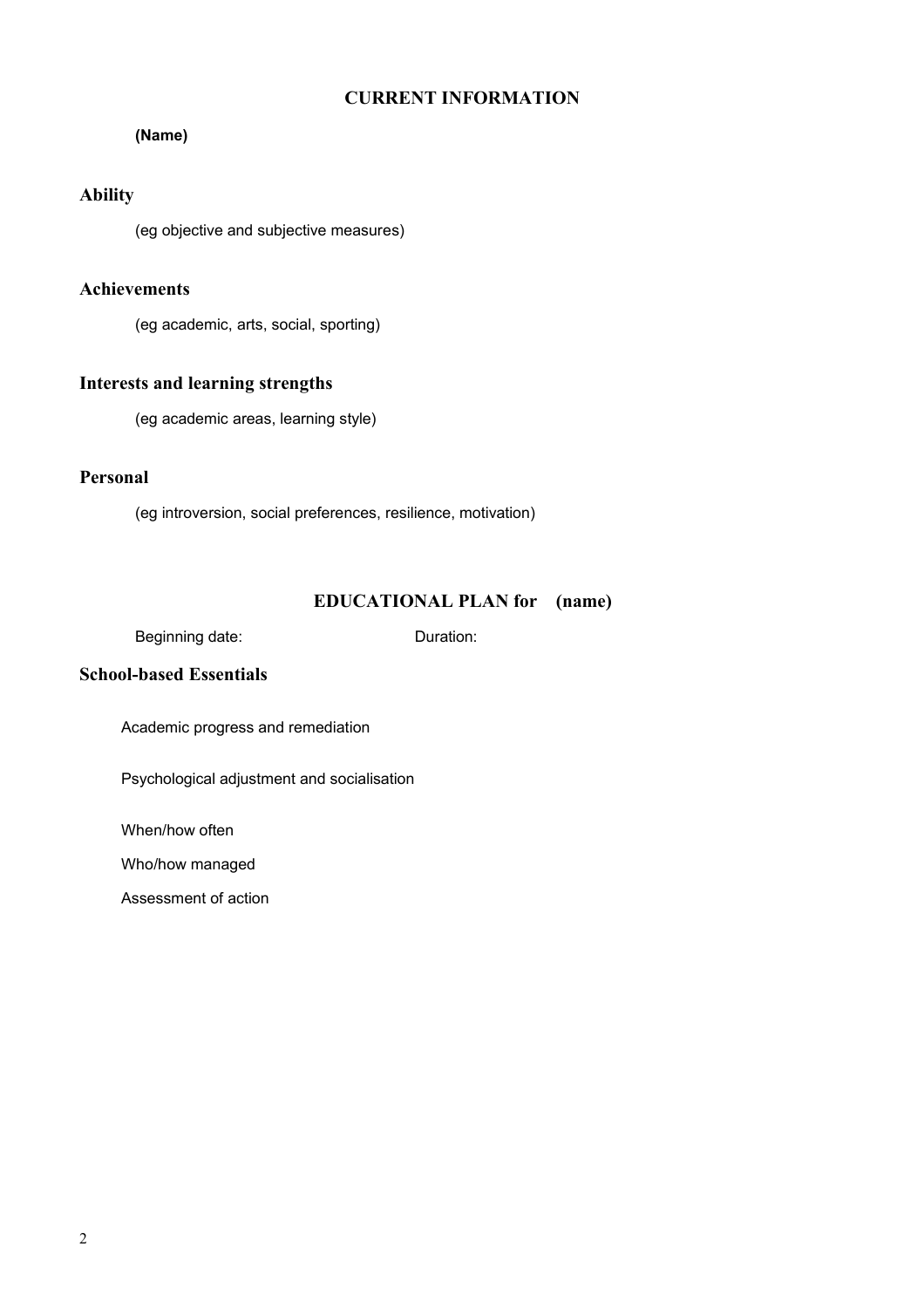## CURRENT INFORMATION

**(Name)**

### Ability

(eg objective and subjective measures)

### Achievements

(eg academic, arts, social, sporting)

### Interests and learning strengths

(eg academic areas, learning style)

### Personal

(eg introversion, social preferences, resilience, motivation)

## EDUCATIONAL PLAN for (name)

Beginning date: Duration:

### School-based Essentials

Academic progress and remediation

Psychological adjustment and socialisation

When/how often

Who/how managed

Assessment of action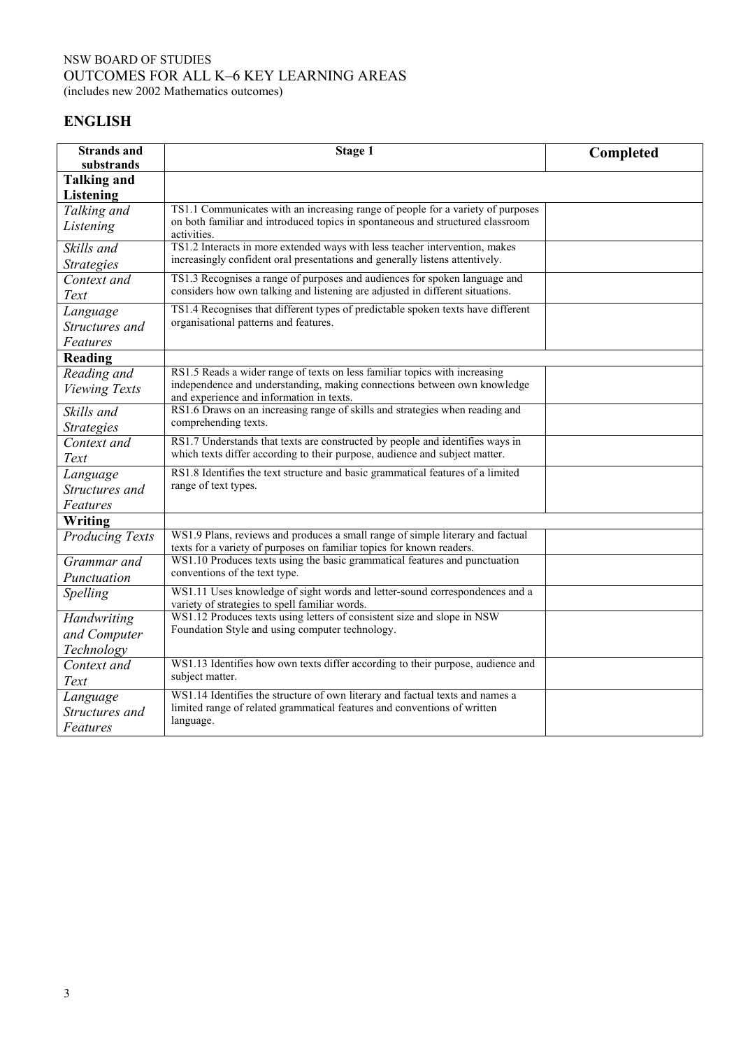NSW BOARD OF STUDIES
OUTCOMES FOR ALL K–6 KEY LEARNING AREAS
(includes new 2002 Mathematics outcomes)

## ENGLISH

| Strands and substrands | Stage 1 | Completed |
|---|---|---|
| **Talking and Listening** | | |
| *Talking and Listening* | TS1.1 Communicates with an increasing range of people for a variety of purposes on both familiar and introduced topics in spontaneous and structured classroom activities. | |
| *Skills and Strategies* | TS1.2 Interacts in more extended ways with less teacher intervention, makes increasingly confident oral presentations and generally listens attentively. | |
| *Context and Text* | TS1.3 Recognises a range of purposes and audiences for spoken language and considers how own talking and listening are adjusted in different situations. | |
| *Language Structures and Features* | TS1.4 Recognises that different types of predictable spoken texts have different organisational patterns and features. | |
| **Reading** | | |
| *Reading and Viewing Texts* | RS1.5 Reads a wider range of texts on less familiar topics with increasing independence and understanding, making connections between own knowledge and experience and information in texts. | |
| *Skills and Strategies* | RS1.6 Draws on an increasing range of skills and strategies when reading and comprehending texts. | |
| *Context and Text* | RS1.7 Understands that texts are constructed by people and identifies ways in which texts differ according to their purpose, audience and subject matter. | |
| *Language Structures and Features* | RS1.8 Identifies the text structure and basic grammatical features of a limited range of text types. | |
| **Writing** | | |
| *Producing Texts* | WS1.9 Plans, reviews and produces a small range of simple literary and factual texts for a variety of purposes on familiar topics for known readers. | |
| *Grammar and Punctuation* | WS1.10 Produces texts using the basic grammatical features and punctuation conventions of the text type. | |
| *Spelling* | WS1.11 Uses knowledge of sight words and letter-sound correspondences and a variety of strategies to spell familiar words. | |
| *Handwriting and Computer Technology* | WS1.12 Produces texts using letters of consistent size and slope in NSW Foundation Style and using computer technology. | |
| *Context and Text* | WS1.13 Identifies how own texts differ according to their purpose, audience and subject matter. | |
| *Language Structures and Features* | WS1.14 Identifies the structure of own literary and factual texts and names a limited range of related grammatical features and conventions of written language. | |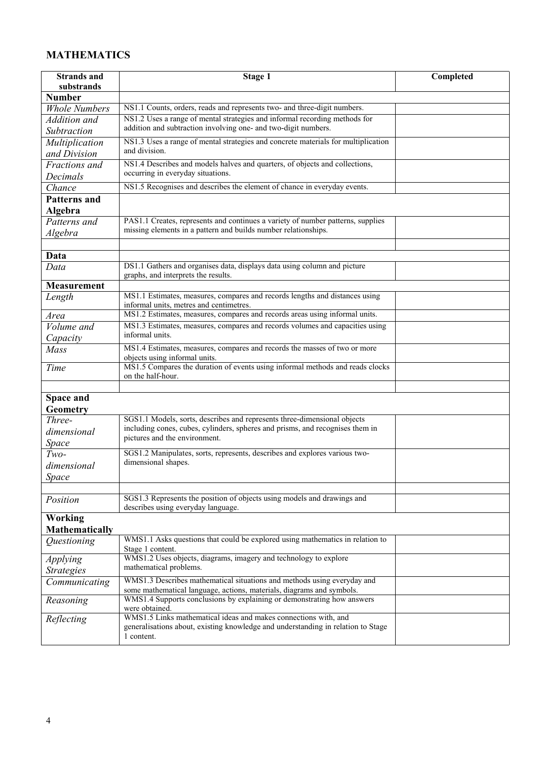## MATHEMATICS

| Strands and substrands | Stage 1 | Completed |
|---|---|---|
| **Number** | | |
| *Whole Numbers* | NS1.1 Counts, orders, reads and represents two- and three-digit numbers. | |
| *Addition and Subtraction* | NS1.2 Uses a range of mental strategies and informal recording methods for addition and subtraction involving one- and two-digit numbers. | |
| *Multiplication and Division* | NS1.3 Uses a range of mental strategies and concrete materials for multiplication and division. | |
| *Fractions and Decimals* | NS1.4 Describes and models halves and quarters, of objects and collections, occurring in everyday situations. | |
| *Chance* | NS1.5 Recognises and describes the element of chance in everyday events. | |
| **Patterns and Algebra** | | |
| *Patterns and Algebra* | PAS1.1 Creates, represents and continues a variety of number patterns, supplies missing elements in a pattern and builds number relationships. | |
| | | |
| **Data** | | |
| *Data* | DS1.1 Gathers and organises data, displays data using column and picture graphs, and interprets the results. | |
| **Measurement** | | |
| *Length* | MS1.1 Estimates, measures, compares and records lengths and distances using informal units, metres and centimetres. | |
| *Area* | MS1.2 Estimates, measures, compares and records areas using informal units. | |
| *Volume and Capacity* | MS1.3 Estimates, measures, compares and records volumes and capacities using informal units. | |
| *Mass* | MS1.4 Estimates, measures, compares and records the masses of two or more objects using informal units. | |
| *Time* | MS1.5 Compares the duration of events using informal methods and reads clocks on the half-hour. | |
| | | |
| **Space and Geometry** | | |
| *Three-dimensional Space* | SGS1.1 Models, sorts, describes and represents three-dimensional objects including cones, cubes, cylinders, spheres and prisms, and recognises them in pictures and the environment. | |
| *Two-dimensional Space* | SGS1.2 Manipulates, sorts, represents, describes and explores various two-dimensional shapes. | |
| | | |
| *Position* | SGS1.3 Represents the position of objects using models and drawings and describes using everyday language. | |
| **Working Mathematically** | | |
| *Questioning* | WMS1.1 Asks questions that could be explored using mathematics in relation to Stage 1 content. | |
| *Applying Strategies* | WMS1.2 Uses objects, diagrams, imagery and technology to explore mathematical problems. | |
| *Communicating* | WMS1.3 Describes mathematical situations and methods using everyday and some mathematical language, actions, materials, diagrams and symbols. | |
| *Reasoning* | WMS1.4 Supports conclusions by explaining or demonstrating how answers were obtained. | |
| *Reflecting* | WMS1.5 Links mathematical ideas and makes connections with, and generalisations about, existing knowledge and understanding in relation to Stage 1 content. | |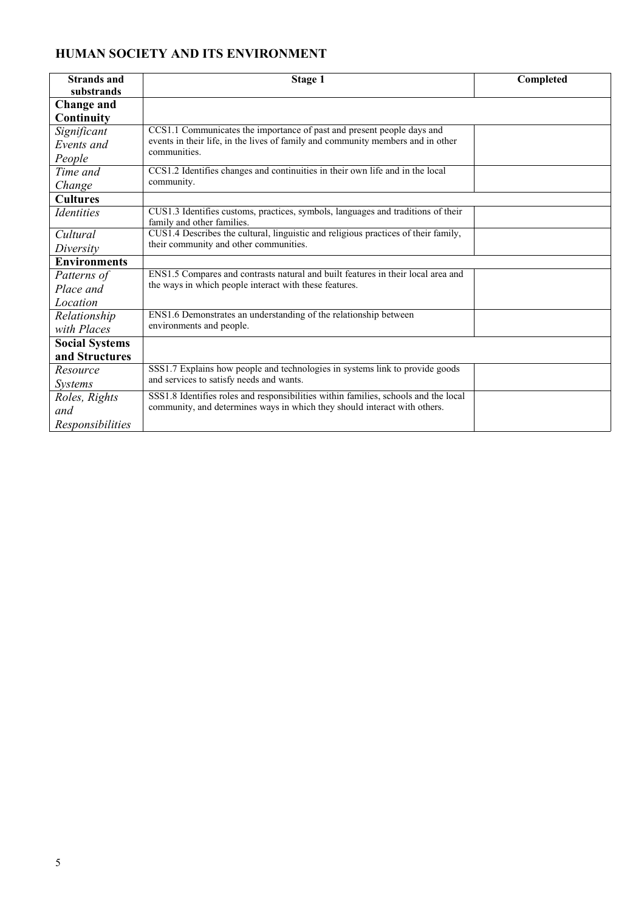## HUMAN SOCIETY AND ITS ENVIRONMENT

| Strands and substrands | Stage 1 | Completed |
|---|---|---|
| **Change and Continuity** | | |
| *Significant Events and People* | CCS1.1 Communicates the importance of past and present people days and events in their life, in the lives of family and community members and in other communities. | |
| *Time and Change* | CCS1.2 Identifies changes and continuities in their own life and in the local community. | |
| **Cultures** | | |
| *Identities* | CUS1.3 Identifies customs, practices, symbols, languages and traditions of their family and other families. | |
| *Cultural Diversity* | CUS1.4 Describes the cultural, linguistic and religious practices of their family, their community and other communities. | |
| **Environments** | | |
| *Patterns of Place and Location* | ENS1.5 Compares and contrasts natural and built features in their local area and the ways in which people interact with these features. | |
| *Relationship with Places* | ENS1.6 Demonstrates an understanding of the relationship between environments and people. | |
| **Social Systems and Structures** | | |
| *Resource Systems* | SSS1.7 Explains how people and technologies in systems link to provide goods and services to satisfy needs and wants. | |
| *Roles, Rights and Responsibilities* | SSS1.8 Identifies roles and responsibilities within families, schools and the local community, and determines ways in which they should interact with others. | |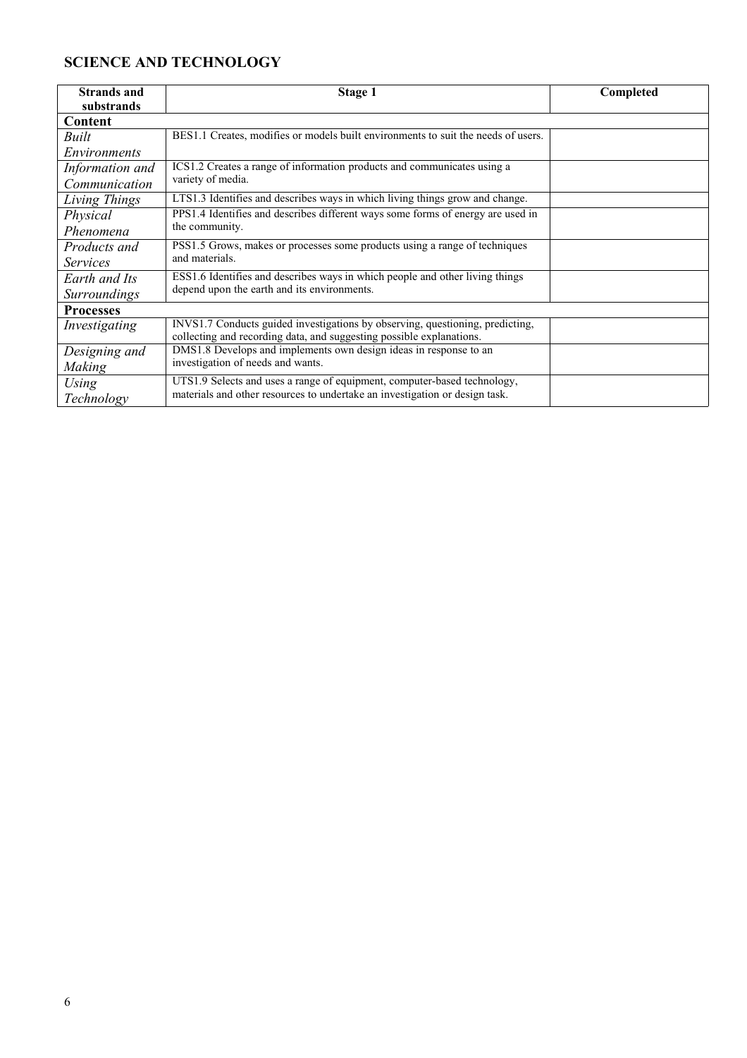## SCIENCE AND TECHNOLOGY

| Strands and substrands | Stage 1 | Completed |
|---|---|---|
| **Content** | | |
| *Built Environments* | BES1.1 Creates, modifies or models built environments to suit the needs of users. | |
| *Information and Communication* | ICS1.2 Creates a range of information products and communicates using a variety of media. | |
| *Living Things* | LTS1.3 Identifies and describes ways in which living things grow and change. | |
| *Physical Phenomena* | PPS1.4 Identifies and describes different ways some forms of energy are used in the community. | |
| *Products and Services* | PSS1.5 Grows, makes or processes some products using a range of techniques and materials. | |
| *Earth and Its Surroundings* | ESS1.6 Identifies and describes ways in which people and other living things depend upon the earth and its environments. | |
| **Processes** | | |
| *Investigating* | INVS1.7 Conducts guided investigations by observing, questioning, predicting, collecting and recording data, and suggesting possible explanations. | |
| *Designing and Making* | DMS1.8 Develops and implements own design ideas in response to an investigation of needs and wants. | |
| *Using Technology* | UTS1.9 Selects and uses a range of equipment, computer-based technology, materials and other resources to undertake an investigation or design task. | |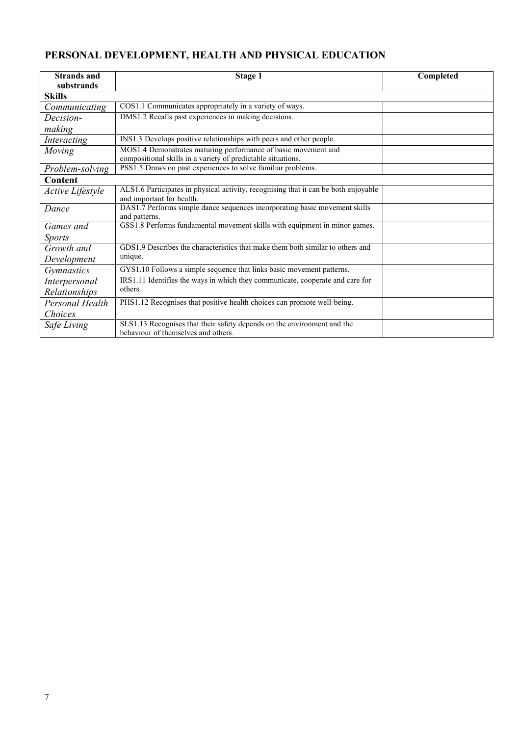## PERSONAL DEVELOPMENT, HEALTH AND PHYSICAL EDUCATION

| Strands and substrands | Stage 1 | Completed |
|---|---|---|
| **Skills** | | |
| *Communicating* | COS1.1 Communicates appropriately in a variety of ways. | |
| *Decision-making* | DMS1.2 Recalls past experiences in making decisions. | |
| *Interacting* | INS1.3 Develops positive relationships with peers and other people. | |
| *Moving* | MOS1.4 Demonstrates maturing performance of basic movement and compositional skills in a variety of predictable situations. | |
| *Problem-solving* | PSS1.5 Draws on past experiences to solve familiar problems. | |
| **Content** | | |
| *Active Lifestyle* | ALS1.6 Participates in physical activity, recognising that it can be both enjoyable and important for health. | |
| *Dance* | DAS1.7 Performs simple dance sequences incorporating basic movement skills and patterns. | |
| *Games and Sports* | GSS1.8 Performs fundamental movement skills with equipment in minor games. | |
| *Growth and Development* | GDS1.9 Describes the characteristics that make them both similar to others and unique. | |
| *Gymnastics* | GYS1.10 Follows a simple sequence that links basic movement patterns. | |
| *Interpersonal Relationships* | IRS1.11 Identifies the ways in which they communicate, cooperate and care for others. | |
| *Personal Health Choices* | PHS1.12 Recognises that positive health choices can promote well-being. | |
| *Safe Living* | SLS1.13 Recognises that their safety depends on the environment and the behaviour of themselves and others. | |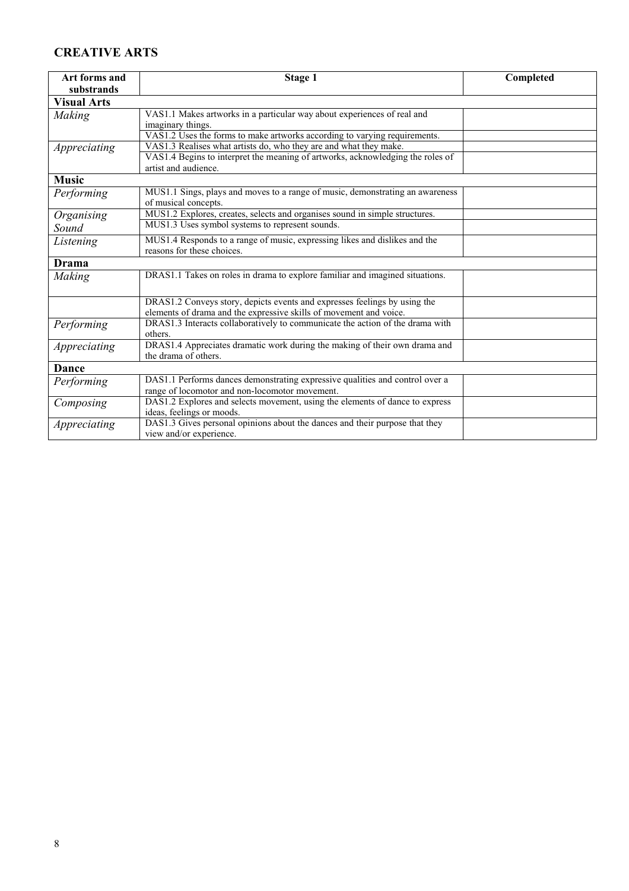## CREATIVE ARTS

| Art forms and substrands | Stage 1 | Completed |
|---|---|---|
| **Visual Arts** | | |
| *Making* | VAS1.1 Makes artworks in a particular way about experiences of real and imaginary things. | |
| | VAS1.2 Uses the forms to make artworks according to varying requirements. | |
| *Appreciating* | VAS1.3 Realises what artists do, who they are and what they make. | |
| | VAS1.4 Begins to interpret the meaning of artworks, acknowledging the roles of artist and audience. | |
| **Music** | | |
| *Performing* | MUS1.1 Sings, plays and moves to a range of music, demonstrating an awareness of musical concepts. | |
| *Organising Sound* | MUS1.2 Explores, creates, selects and organises sound in simple structures. | |
| | MUS1.3 Uses symbol systems to represent sounds. | |
| *Listening* | MUS1.4 Responds to a range of music, expressing likes and dislikes and the reasons for these choices. | |
| **Drama** | | |
| *Making* | DRAS1.1 Takes on roles in drama to explore familiar and imagined situations. | |
| | DRAS1.2 Conveys story, depicts events and expresses feelings by using the elements of drama and the expressive skills of movement and voice. | |
| *Performing* | DRAS1.3 Interacts collaboratively to communicate the action of the drama with others. | |
| *Appreciating* | DRAS1.4 Appreciates dramatic work during the making of their own drama and the drama of others. | |
| **Dance** | | |
| *Performing* | DAS1.1 Performs dances demonstrating expressive qualities and control over a range of locomotor and non-locomotor movement. | |
| *Composing* | DAS1.2 Explores and selects movement, using the elements of dance to express ideas, feelings or moods. | |
| *Appreciating* | DAS1.3 Gives personal opinions about the dances and their purpose that they view and/or experience. | |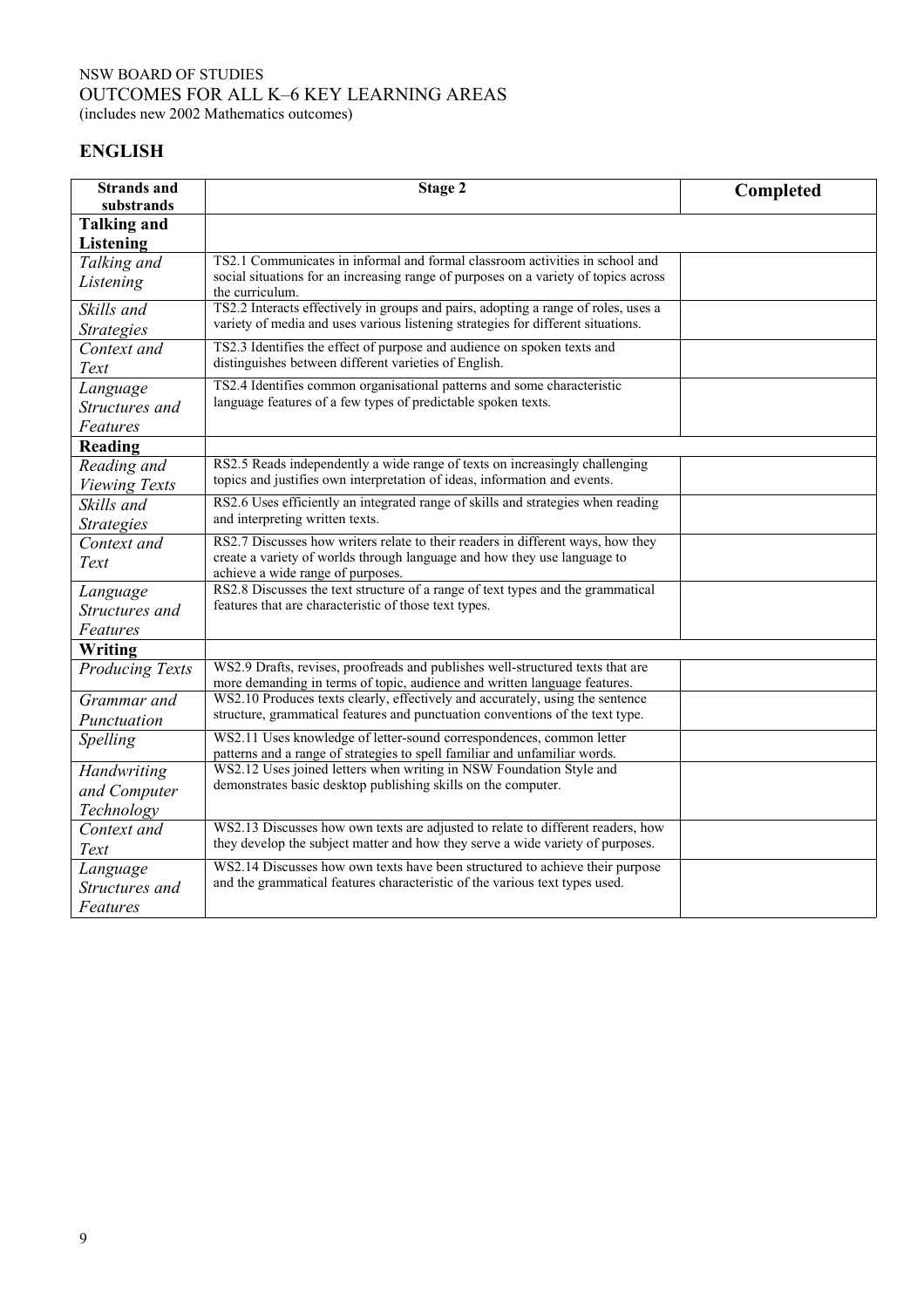NSW BOARD OF STUDIES
OUTCOMES FOR ALL K–6 KEY LEARNING AREAS
(includes new 2002 Mathematics outcomes)

## ENGLISH

| Strands and substrands | Stage 2 | Completed |
|---|---|---|
| **Talking and Listening** | | |
| *Talking and Listening* | TS2.1 Communicates in informal and formal classroom activities in school and social situations for an increasing range of purposes on a variety of topics across the curriculum. | |
| *Skills and Strategies* | TS2.2 Interacts effectively in groups and pairs, adopting a range of roles, uses a variety of media and uses various listening strategies for different situations. | |
| *Context and Text* | TS2.3 Identifies the effect of purpose and audience on spoken texts and distinguishes between different varieties of English. | |
| *Language Structures and Features* | TS2.4 Identifies common organisational patterns and some characteristic language features of a few types of predictable spoken texts. | |
| **Reading** | | |
| *Reading and Viewing Texts* | RS2.5 Reads independently a wide range of texts on increasingly challenging topics and justifies own interpretation of ideas, information and events. | |
| *Skills and Strategies* | RS2.6 Uses efficiently an integrated range of skills and strategies when reading and interpreting written texts. | |
| *Context and Text* | RS2.7 Discusses how writers relate to their readers in different ways, how they create a variety of worlds through language and how they use language to achieve a wide range of purposes. | |
| *Language Structures and Features* | RS2.8 Discusses the text structure of a range of text types and the grammatical features that are characteristic of those text types. | |
| **Writing** | | |
| *Producing Texts* | WS2.9 Drafts, revises, proofreads and publishes well-structured texts that are more demanding in terms of topic, audience and written language features. | |
| *Grammar and Punctuation* | WS2.10 Produces texts clearly, effectively and accurately, using the sentence structure, grammatical features and punctuation conventions of the text type. | |
| *Spelling* | WS2.11 Uses knowledge of letter-sound correspondences, common letter patterns and a range of strategies to spell familiar and unfamiliar words. | |
| *Handwriting and Computer Technology* | WS2.12 Uses joined letters when writing in NSW Foundation Style and demonstrates basic desktop publishing skills on the computer. | |
| *Context and Text* | WS2.13 Discusses how own texts are adjusted to relate to different readers, how they develop the subject matter and how they serve a wide variety of purposes. | |
| *Language Structures and Features* | WS2.14 Discusses how own texts have been structured to achieve their purpose and the grammatical features characteristic of the various text types used. | |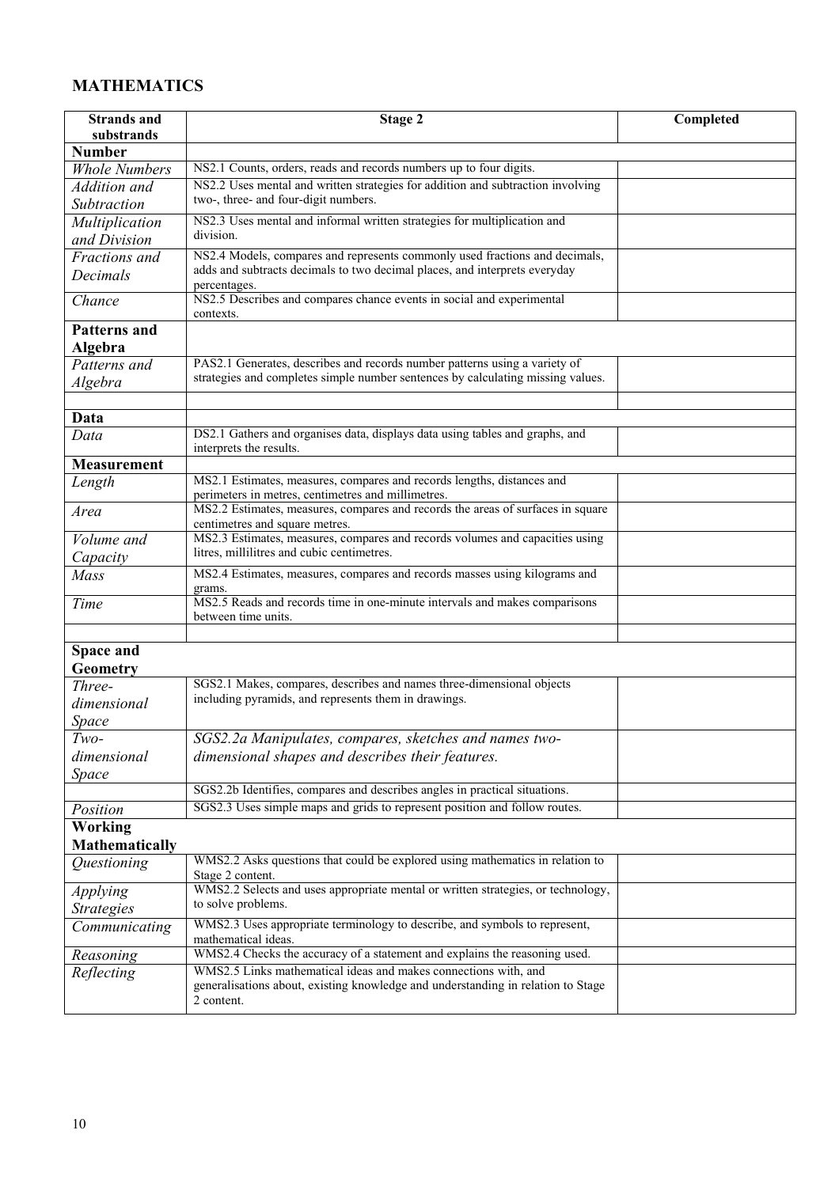## MATHEMATICS

| Strands and substrands | Stage 2 | Completed |
|---|---|---|
| **Number** | | |
| *Whole Numbers* | NS2.1 Counts, orders, reads and records numbers up to four digits. | |
| *Addition and Subtraction* | NS2.2 Uses mental and written strategies for addition and subtraction involving two-, three- and four-digit numbers. | |
| *Multiplication and Division* | NS2.3 Uses mental and informal written strategies for multiplication and division. | |
| *Fractions and Decimals* | NS2.4 Models, compares and represents commonly used fractions and decimals, adds and subtracts decimals to two decimal places, and interprets everyday percentages. | |
| *Chance* | NS2.5 Describes and compares chance events in social and experimental contexts. | |
| **Patterns and Algebra** | | |
| *Patterns and Algebra* | PAS2.1 Generates, describes and records number patterns using a variety of strategies and completes simple number sentences by calculating missing values. | |
| | | |
| **Data** | | |
| *Data* | DS2.1 Gathers and organises data, displays data using tables and graphs, and interprets the results. | |
| **Measurement** | | |
| *Length* | MS2.1 Estimates, measures, compares and records lengths, distances and perimeters in metres, centimetres and millimetres. | |
| *Area* | MS2.2 Estimates, measures, compares and records the areas of surfaces in square centimetres and square metres. | |
| *Volume and Capacity* | MS2.3 Estimates, measures, compares and records volumes and capacities using litres, millilitres and cubic centimetres. | |
| *Mass* | MS2.4 Estimates, measures, compares and records masses using kilograms and grams. | |
| *Time* | MS2.5 Reads and records time in one-minute intervals and makes comparisons between time units. | |
| | | |
| **Space and Geometry** | | |
| *Three-dimensional Space* | SGS2.1 Makes, compares, describes and names three-dimensional objects including pyramids, and represents them in drawings. | |
| *Two-dimensional Space* | *SGS2.2a Manipulates, compares, sketches and names two-dimensional shapes and describes their features.* | |
| | SGS2.2b Identifies, compares and describes angles in practical situations. | |
| *Position* | SGS2.3 Uses simple maps and grids to represent position and follow routes. | |
| **Working Mathematically** | | |
| *Questioning* | WMS2.2 Asks questions that could be explored using mathematics in relation to Stage 2 content. | |
| *Applying Strategies* | WMS2.2 Selects and uses appropriate mental or written strategies, or technology, to solve problems. | |
| *Communicating* | WMS2.3 Uses appropriate terminology to describe, and symbols to represent, mathematical ideas. | |
| *Reasoning* | WMS2.4 Checks the accuracy of a statement and explains the reasoning used. | |
| *Reflecting* | WMS2.5 Links mathematical ideas and makes connections with, and generalisations about, existing knowledge and understanding in relation to Stage 2 content. | |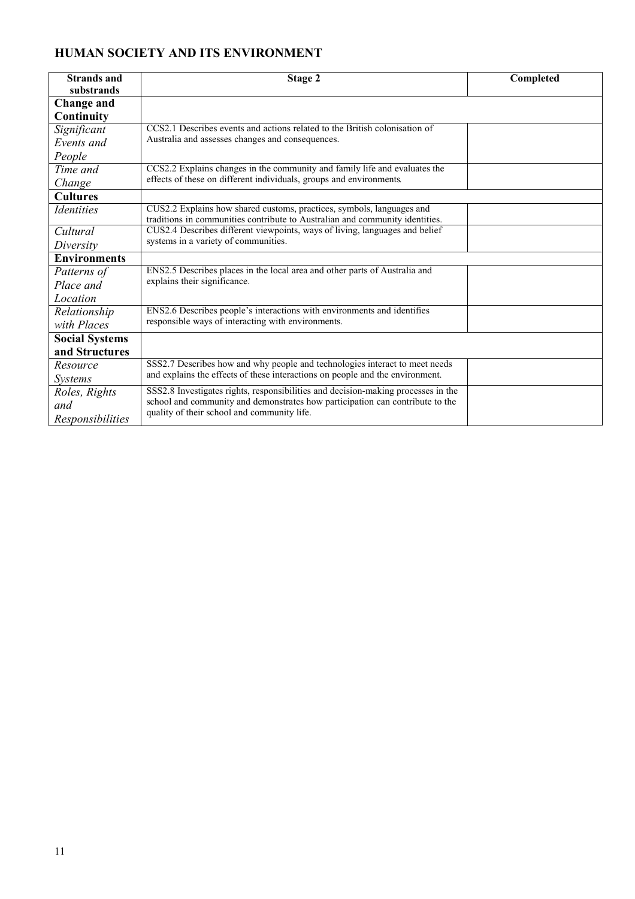## HUMAN SOCIETY AND ITS ENVIRONMENT

| Strands and substrands | Stage 2 | Completed |
|---|---|---|
| **Change and Continuity** | | |
| *Significant Events and People* | CCS2.1 Describes events and actions related to the British colonisation of Australia and assesses changes and consequences. | |
| *Time and Change* | CCS2.2 Explains changes in the community and family life and evaluates the effects of these on different individuals, groups and environments. | |
| **Cultures** | | |
| *Identities* | CUS2.2 Explains how shared customs, practices, symbols, languages and traditions in communities contribute to Australian and community identities. | |
| *Cultural Diversity* | CUS2.4 Describes different viewpoints, ways of living, languages and belief systems in a variety of communities. | |
| **Environments** | | |
| *Patterns of Place and Location* | ENS2.5 Describes places in the local area and other parts of Australia and explains their significance. | |
| *Relationship with Places* | ENS2.6 Describes people's interactions with environments and identifies responsible ways of interacting with environments. | |
| **Social Systems and Structures** | | |
| *Resource Systems* | SSS2.7 Describes how and why people and technologies interact to meet needs and explains the effects of these interactions on people and the environment. | |
| *Roles, Rights and Responsibilities* | SSS2.8 Investigates rights, responsibilities and decision-making processes in the school and community and demonstrates how participation can contribute to the quality of their school and community life. | |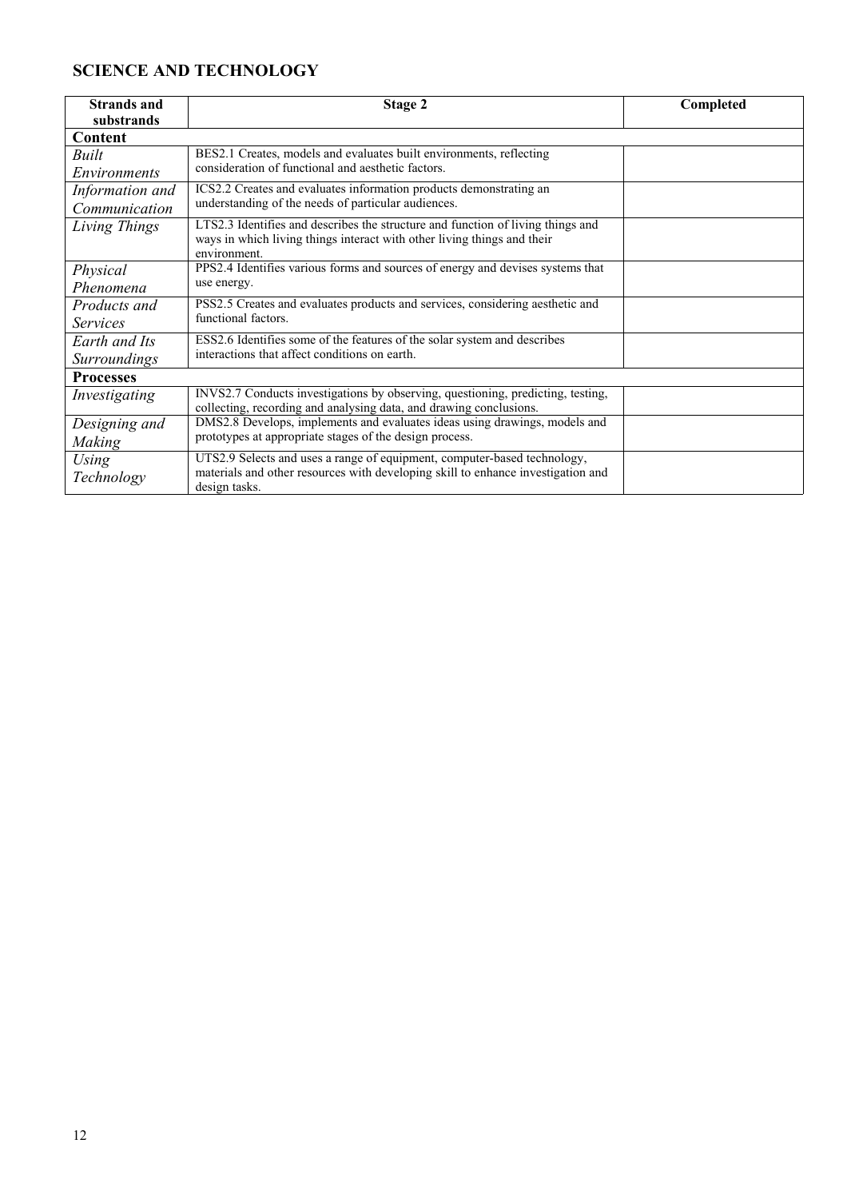## SCIENCE AND TECHNOLOGY

| Strands and substrands | Stage 2 | Completed |
|---|---|---|
| **Content** | | |
| *Built Environments* | BES2.1 Creates, models and evaluates built environments, reflecting consideration of functional and aesthetic factors. | |
| *Information and Communication* | ICS2.2 Creates and evaluates information products demonstrating an understanding of the needs of particular audiences. | |
| *Living Things* | LTS2.3 Identifies and describes the structure and function of living things and ways in which living things interact with other living things and their environment. | |
| *Physical Phenomena* | PPS2.4 Identifies various forms and sources of energy and devises systems that use energy. | |
| *Products and Services* | PSS2.5 Creates and evaluates products and services, considering aesthetic and functional factors. | |
| *Earth and Its Surroundings* | ESS2.6 Identifies some of the features of the solar system and describes interactions that affect conditions on earth. | |
| **Processes** | | |
| *Investigating* | INVS2.7 Conducts investigations by observing, questioning, predicting, testing, collecting, recording and analysing data, and drawing conclusions. | |
| *Designing and Making* | DMS2.8 Develops, implements and evaluates ideas using drawings, models and prototypes at appropriate stages of the design process. | |
| *Using Technology* | UTS2.9 Selects and uses a range of equipment, computer-based technology, materials and other resources with developing skill to enhance investigation and design tasks. | |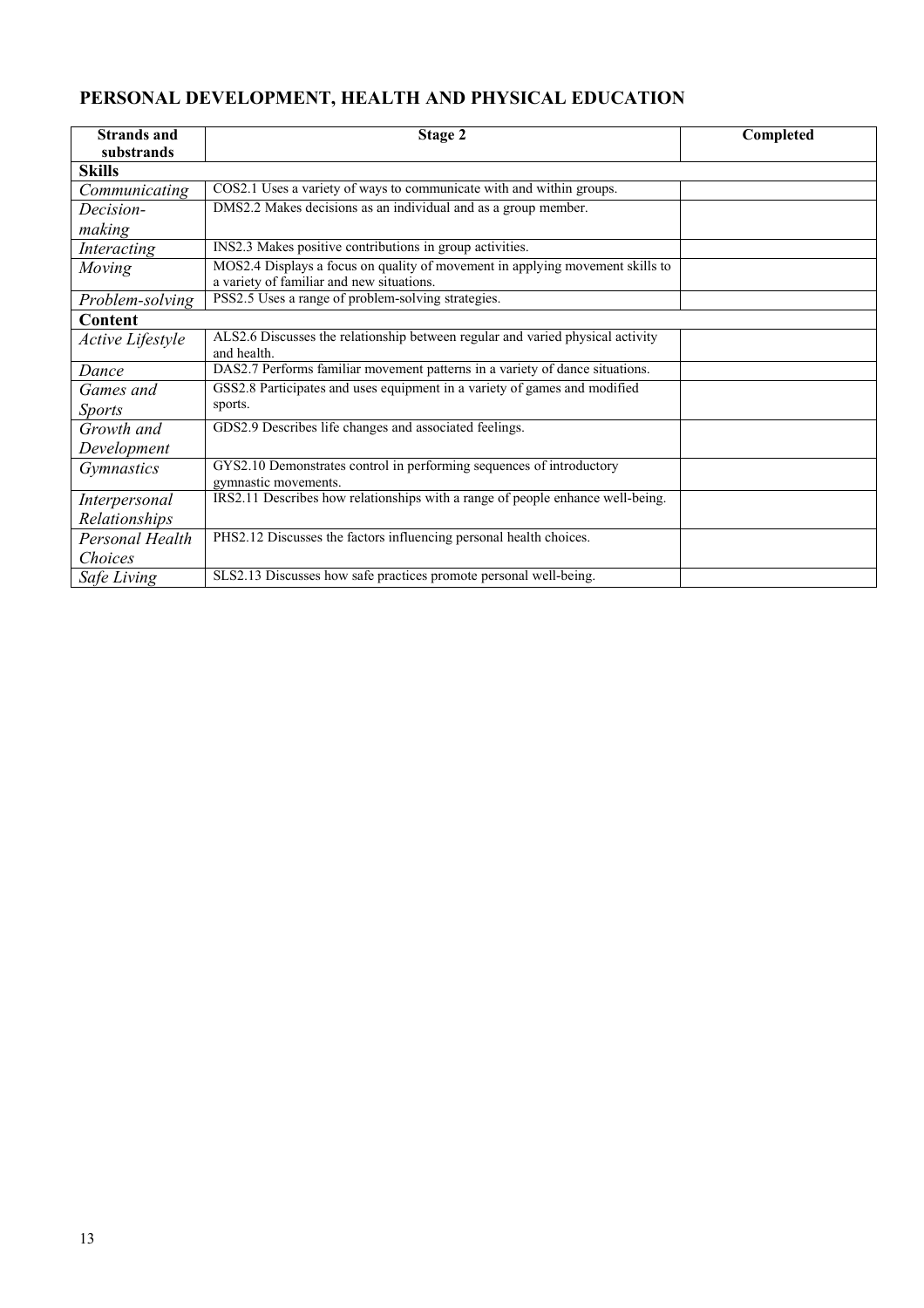## PERSONAL DEVELOPMENT, HEALTH AND PHYSICAL EDUCATION

| Strands and substrands | Stage 2 | Completed |
|---|---|---|
| **Skills** | | |
| *Communicating* | COS2.1 Uses a variety of ways to communicate with and within groups. | |
| *Decision-making* | DMS2.2 Makes decisions as an individual and as a group member. | |
| *Interacting* | INS2.3 Makes positive contributions in group activities. | |
| *Moving* | MOS2.4 Displays a focus on quality of movement in applying movement skills to a variety of familiar and new situations. | |
| *Problem-solving* | PSS2.5 Uses a range of problem-solving strategies. | |
| **Content** | | |
| *Active Lifestyle* | ALS2.6 Discusses the relationship between regular and varied physical activity and health. | |
| *Dance* | DAS2.7 Performs familiar movement patterns in a variety of dance situations. | |
| *Games and Sports* | GSS2.8 Participates and uses equipment in a variety of games and modified sports. | |
| *Growth and Development* | GDS2.9 Describes life changes and associated feelings. | |
| *Gymnastics* | GYS2.10 Demonstrates control in performing sequences of introductory gymnastic movements. | |
| *Interpersonal Relationships* | IRS2.11 Describes how relationships with a range of people enhance well-being. | |
| *Personal Health Choices* | PHS2.12 Discusses the factors influencing personal health choices. | |
| *Safe Living* | SLS2.13 Discusses how safe practices promote personal well-being. | |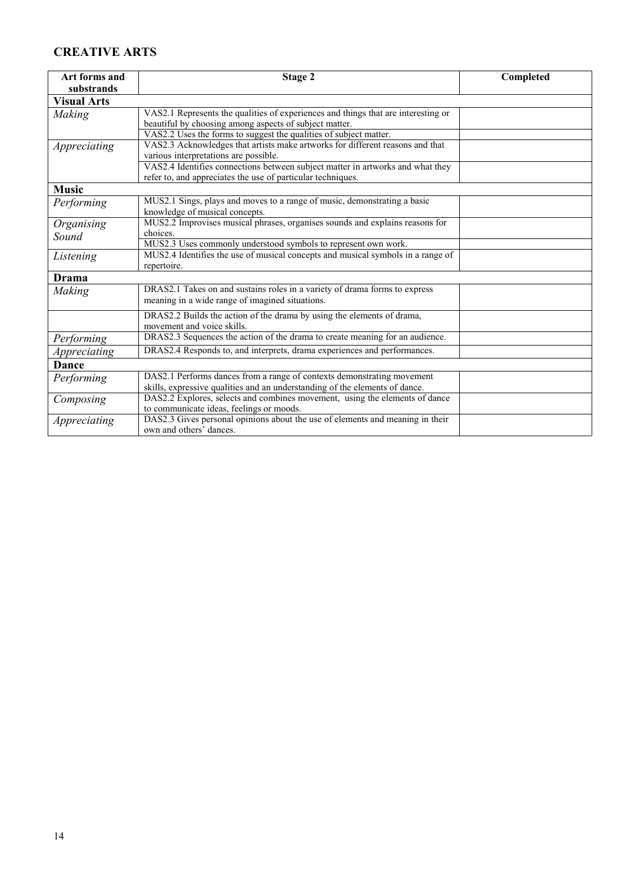## CREATIVE ARTS

| Art forms and substrands | Stage 2 | Completed |
|---|---|---|
| **Visual Arts** | | |
| *Making* | VAS2.1 Represents the qualities of experiences and things that are interesting or beautiful by choosing among aspects of subject matter. | |
| | VAS2.2 Uses the forms to suggest the qualities of subject matter. | |
| *Appreciating* | VAS2.3 Acknowledges that artists make artworks for different reasons and that various interpretations are possible. | |
| | VAS2.4 Identifies connections between subject matter in artworks and what they refer to, and appreciates the use of particular techniques. | |
| **Music** | | |
| *Performing* | MUS2.1 Sings, plays and moves to a range of music, demonstrating a basic knowledge of musical concepts. | |
| *Organising Sound* | MUS2.2 Improvises musical phrases, organises sounds and explains reasons for choices. | |
| | MUS2.3 Uses commonly understood symbols to represent own work. | |
| *Listening* | MUS2.4 Identifies the use of musical concepts and musical symbols in a range of repertoire. | |
| **Drama** | | |
| *Making* | DRAS2.1 Takes on and sustains roles in a variety of drama forms to express meaning in a wide range of imagined situations. | |
| | DRAS2.2 Builds the action of the drama by using the elements of drama, movement and voice skills. | |
| *Performing* | DRAS2.3 Sequences the action of the drama to create meaning for an audience. | |
| *Appreciating* | DRAS2.4 Responds to, and interprets, drama experiences and performances. | |
| **Dance** | | |
| *Performing* | DAS2.1 Performs dances from a range of contexts demonstrating movement skills, expressive qualities and an understanding of the elements of dance. | |
| *Composing* | DAS2.2 Explores, selects and combines movement, using the elements of dance to communicate ideas, feelings or moods. | |
| *Appreciating* | DAS2.3 Gives personal opinions about the use of elements and meaning in their own and others' dances. | |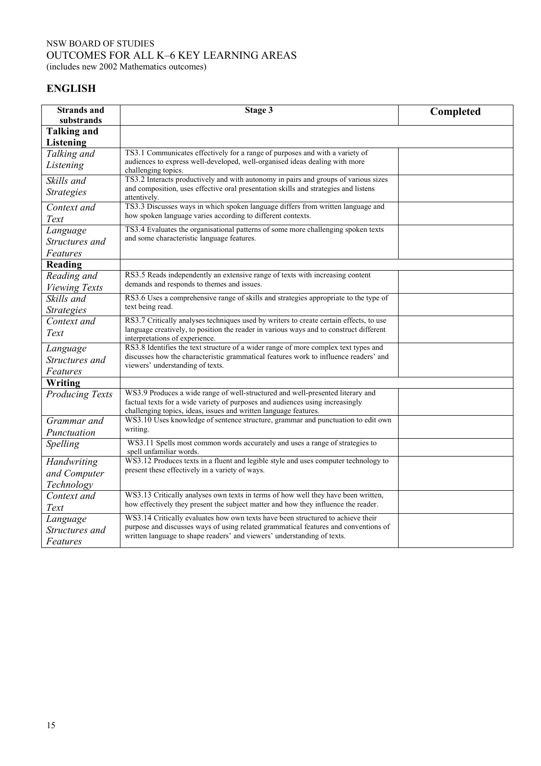NSW BOARD OF STUDIES
OUTCOMES FOR ALL K–6 KEY LEARNING AREAS
(includes new 2002 Mathematics outcomes)

## ENGLISH

| Strands and substrands | Stage 3 | Completed |
|---|---|---|
| **Talking and Listening** | | |
| *Talking and Listening* | TS3.1 Communicates effectively for a range of purposes and with a variety of audiences to express well-developed, well-organised ideas dealing with more challenging topics. | |
| *Skills and Strategies* | TS3.2 Interacts productively and with autonomy in pairs and groups of various sizes and composition, uses effective oral presentation skills and strategies and listens attentively. | |
| *Context and Text* | TS3.3 Discusses ways in which spoken language differs from written language and how spoken language varies according to different contexts. | |
| *Language Structures and Features* | TS3.4 Evaluates the organisational patterns of some more challenging spoken texts and some characteristic language features. | |
| **Reading** | | |
| *Reading and Viewing Texts* | RS3.5 Reads independently an extensive range of texts with increasing content demands and responds to themes and issues. | |
| *Skills and Strategies* | RS3.6 Uses a comprehensive range of skills and strategies appropriate to the type of text being read. | |
| *Context and Text* | RS3.7 Critically analyses techniques used by writers to create certain effects, to use language creatively, to position the reader in various ways and to construct different interpretations of experience. | |
| *Language Structures and Features* | RS3.8 Identifies the text structure of a wider range of more complex text types and discusses how the characteristic grammatical features work to influence readers' and viewers' understanding of texts. | |
| **Writing** | | |
| *Producing Texts* | WS3.9 Produces a wide range of well-structured and well-presented literary and factual texts for a wide variety of purposes and audiences using increasingly challenging topics, ideas, issues and written language features. | |
| *Grammar and Punctuation* | WS3.10 Uses knowledge of sentence structure, grammar and punctuation to edit own writing. | |
| *Spelling* | WS3.11 Spells most common words accurately and uses a range of strategies to spell unfamiliar words. | |
| *Handwriting and Computer Technology* | WS3.12 Produces texts in a fluent and legible style and uses computer technology to present these effectively in a variety of ways. | |
| *Context and Text* | WS3.13 Critically analyses own texts in terms of how well they have been written, how effectively they present the subject matter and how they influence the reader. | |
| *Language Structures and Features* | WS3.14 Critically evaluates how own texts have been structured to achieve their purpose and discusses ways of using related grammatical features and conventions of written language to shape readers' and viewers' understanding of texts. | |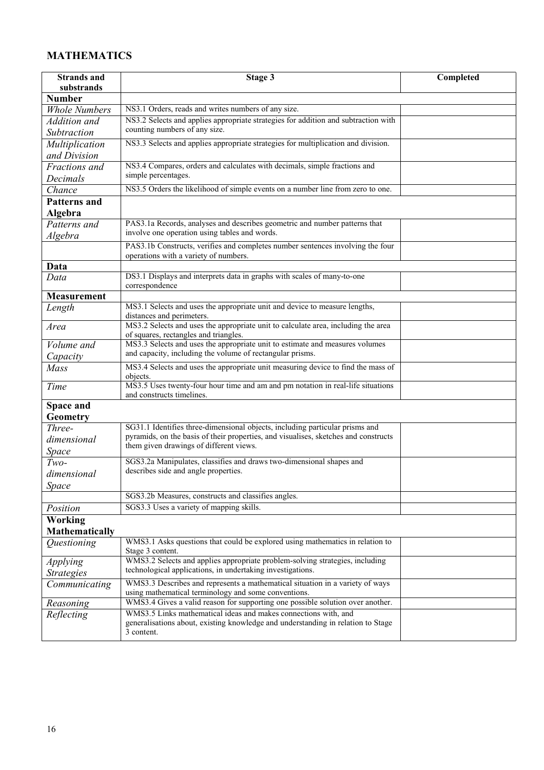## MATHEMATICS

| Strands and substrands | Stage 3 | Completed |
|---|---|---|
| **Number** | | |
| *Whole Numbers* | NS3.1 Orders, reads and writes numbers of any size. | |
| *Addition and Subtraction* | NS3.2 Selects and applies appropriate strategies for addition and subtraction with counting numbers of any size. | |
| *Multiplication and Division* | NS3.3 Selects and applies appropriate strategies for multiplication and division. | |
| *Fractions and Decimals* | NS3.4 Compares, orders and calculates with decimals, simple fractions and simple percentages. | |
| *Chance* | NS3.5 Orders the likelihood of simple events on a number line from zero to one. | |
| **Patterns and Algebra** | | |
| *Patterns and Algebra* | PAS3.1a Records, analyses and describes geometric and number patterns that involve one operation using tables and words. | |
| | PAS3.1b Constructs, verifies and completes number sentences involving the four operations with a variety of numbers. | |
| **Data** | | |
| *Data* | DS3.1 Displays and interprets data in graphs with scales of many-to-one correspondence | |
| **Measurement** | | |
| *Length* | MS3.1 Selects and uses the appropriate unit and device to measure lengths, distances and perimeters. | |
| *Area* | MS3.2 Selects and uses the appropriate unit to calculate area, including the area of squares, rectangles and triangles. | |
| *Volume and Capacity* | MS3.3 Selects and uses the appropriate unit to estimate and measures volumes and capacity, including the volume of rectangular prisms. | |
| *Mass* | MS3.4 Selects and uses the appropriate unit measuring device to find the mass of objects. | |
| *Time* | MS3.5 Uses twenty-four hour time and am and pm notation in real-life situations and constructs timelines. | |
| **Space and Geometry** | | |
| *Three-dimensional Space* | SG31.1 Identifies three-dimensional objects, including particular prisms and pyramids, on the basis of their properties, and visualises, sketches and constructs them given drawings of different views. | |
| *Two-dimensional Space* | SGS3.2a Manipulates, classifies and draws two-dimensional shapes and describes side and angle properties. | |
| | SGS3.2b Measures, constructs and classifies angles. | |
| *Position* | SGS3.3 Uses a variety of mapping skills. | |
| **Working Mathematically** | | |
| *Questioning* | WMS3.1 Asks questions that could be explored using mathematics in relation to Stage 3 content. | |
| *Applying Strategies* | WMS3.2 Selects and applies appropriate problem-solving strategies, including technological applications, in undertaking investigations. | |
| *Communicating* | WMS3.3 Describes and represents a mathematical situation in a variety of ways using mathematical terminology and some conventions. | |
| *Reasoning* | WMS3.4 Gives a valid reason for supporting one possible solution over another. | |
| *Reflecting* | WMS3.5 Links mathematical ideas and makes connections with, and generalisations about, existing knowledge and understanding in relation to Stage 3 content. | |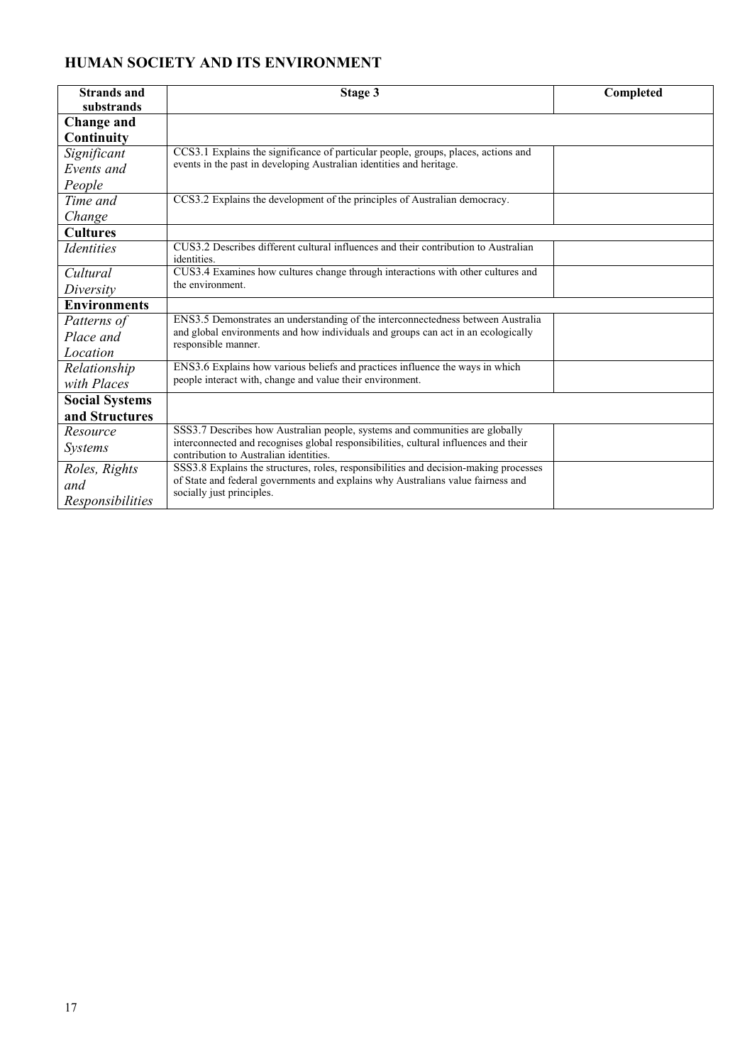## HUMAN SOCIETY AND ITS ENVIRONMENT

| Strands and substrands | Stage 3 | Completed |
|---|---|---|
| **Change and Continuity** | | |
| *Significant Events and People* | CCS3.1 Explains the significance of particular people, groups, places, actions and events in the past in developing Australian identities and heritage. | |
| *Time and Change* | CCS3.2 Explains the development of the principles of Australian democracy. | |
| **Cultures** | | |
| *Identities* | CUS3.2 Describes different cultural influences and their contribution to Australian identities. | |
| *Cultural Diversity* | CUS3.4 Examines how cultures change through interactions with other cultures and the environment. | |
| **Environments** | | |
| *Patterns of Place and Location* | ENS3.5 Demonstrates an understanding of the interconnectedness between Australia and global environments and how individuals and groups can act in an ecologically responsible manner. | |
| *Relationship with Places* | ENS3.6 Explains how various beliefs and practices influence the ways in which people interact with, change and value their environment. | |
| **Social Systems and Structures** | | |
| *Resource Systems* | SSS3.7 Describes how Australian people, systems and communities are globally interconnected and recognises global responsibilities, cultural influences and their contribution to Australian identities. | |
| *Roles, Rights and Responsibilities* | SSS3.8 Explains the structures, roles, responsibilities and decision-making processes of State and federal governments and explains why Australians value fairness and socially just principles. | |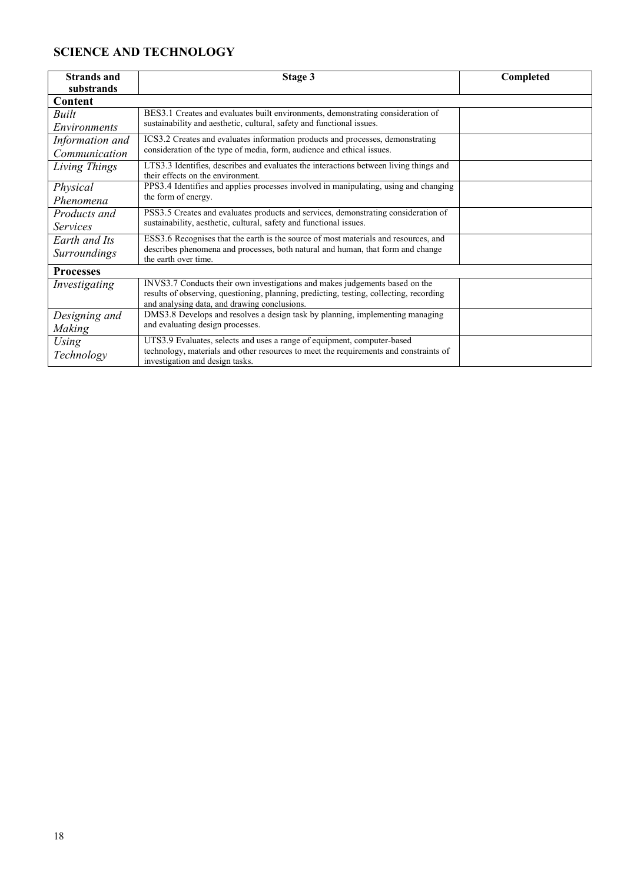## SCIENCE AND TECHNOLOGY

| Strands and substrands | Stage 3 | Completed |
|---|---|---|
| **Content** | | |
| *Built Environments* | BES3.1 Creates and evaluates built environments, demonstrating consideration of sustainability and aesthetic, cultural, safety and functional issues. | |
| *Information and Communication* | ICS3.2 Creates and evaluates information products and processes, demonstrating consideration of the type of media, form, audience and ethical issues. | |
| *Living Things* | LTS3.3 Identifies, describes and evaluates the interactions between living things and their effects on the environment. | |
| *Physical Phenomena* | PPS3.4 Identifies and applies processes involved in manipulating, using and changing the form of energy. | |
| *Products and Services* | PSS3.5 Creates and evaluates products and services, demonstrating consideration of sustainability, aesthetic, cultural, safety and functional issues. | |
| *Earth and Its Surroundings* | ESS3.6 Recognises that the earth is the source of most materials and resources, and describes phenomena and processes, both natural and human, that form and change the earth over time. | |
| **Processes** | | |
| *Investigating* | INVS3.7 Conducts their own investigations and makes judgements based on the results of observing, questioning, planning, predicting, testing, collecting, recording and analysing data, and drawing conclusions. | |
| *Designing and Making* | DMS3.8 Develops and resolves a design task by planning, implementing managing and evaluating design processes. | |
| *Using Technology* | UTS3.9 Evaluates, selects and uses a range of equipment, computer-based technology, materials and other resources to meet the requirements and constraints of investigation and design tasks. | |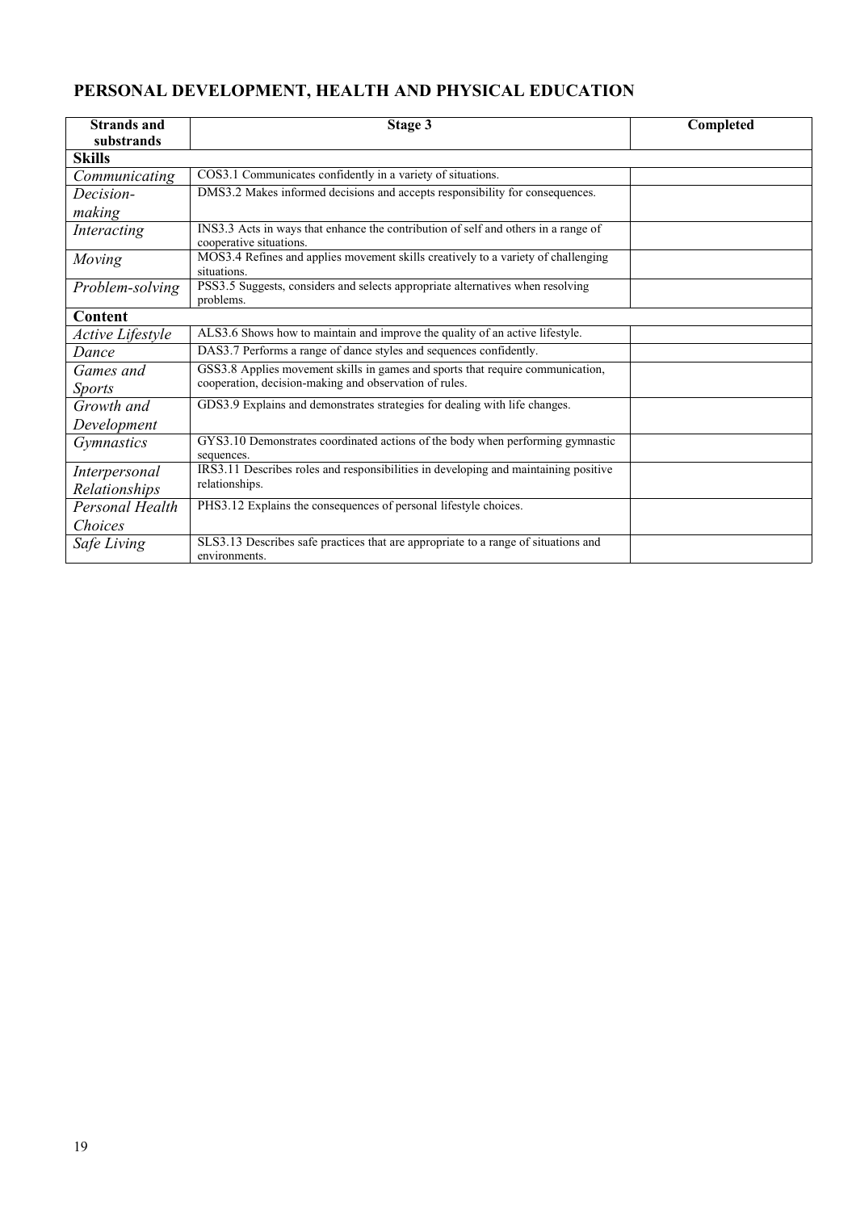## PERSONAL DEVELOPMENT, HEALTH AND PHYSICAL EDUCATION

| Strands and substrands | Stage 3 | Completed |
|---|---|---|
| **Skills** | | |
| *Communicating* | COS3.1 Communicates confidently in a variety of situations. | |
| *Decision-making* | DMS3.2 Makes informed decisions and accepts responsibility for consequences. | |
| *Interacting* | INS3.3 Acts in ways that enhance the contribution of self and others in a range of cooperative situations. | |
| *Moving* | MOS3.4 Refines and applies movement skills creatively to a variety of challenging situations. | |
| *Problem-solving* | PSS3.5 Suggests, considers and selects appropriate alternatives when resolving problems. | |
| **Content** | | |
| *Active Lifestyle* | ALS3.6 Shows how to maintain and improve the quality of an active lifestyle. | |
| *Dance* | DAS3.7 Performs a range of dance styles and sequences confidently. | |
| *Games and Sports* | GSS3.8 Applies movement skills in games and sports that require communication, cooperation, decision-making and observation of rules. | |
| *Growth and Development* | GDS3.9 Explains and demonstrates strategies for dealing with life changes. | |
| *Gymnastics* | GYS3.10 Demonstrates coordinated actions of the body when performing gymnastic sequences. | |
| *Interpersonal Relationships* | IRS3.11 Describes roles and responsibilities in developing and maintaining positive relationships. | |
| *Personal Health Choices* | PHS3.12 Explains the consequences of personal lifestyle choices. | |
| *Safe Living* | SLS3.13 Describes safe practices that are appropriate to a range of situations and environments. | |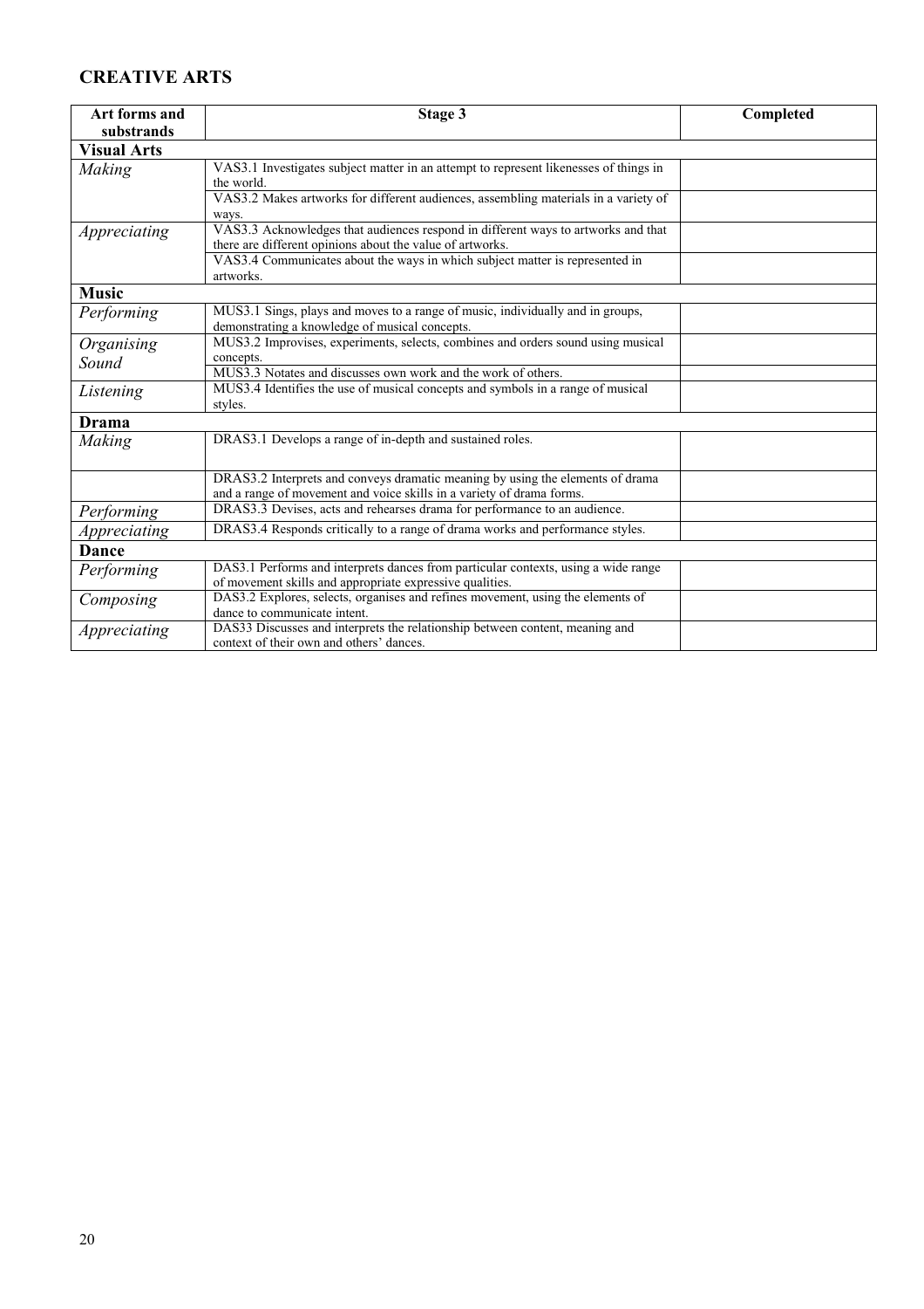## CREATIVE ARTS

| Art forms and substrands | Stage 3 | Completed |
|---|---|---|
| **Visual Arts** | | |
| *Making* | VAS3.1 Investigates subject matter in an attempt to represent likenesses of things in the world. | |
| | VAS3.2 Makes artworks for different audiences, assembling materials in a variety of ways. | |
| *Appreciating* | VAS3.3 Acknowledges that audiences respond in different ways to artworks and that there are different opinions about the value of artworks. | |
| | VAS3.4 Communicates about the ways in which subject matter is represented in artworks. | |
| **Music** | | |
| *Performing* | MUS3.1 Sings, plays and moves to a range of music, individually and in groups, demonstrating a knowledge of musical concepts. | |
| *Organising Sound* | MUS3.2 Improvises, experiments, selects, combines and orders sound using musical concepts. | |
| | MUS3.3 Notates and discusses own work and the work of others. | |
| *Listening* | MUS3.4 Identifies the use of musical concepts and symbols in a range of musical styles. | |
| **Drama** | | |
| *Making* | DRAS3.1 Develops a range of in-depth and sustained roles. | |
| | DRAS3.2 Interprets and conveys dramatic meaning by using the elements of drama and a range of movement and voice skills in a variety of drama forms. | |
| *Performing* | DRAS3.3 Devises, acts and rehearses drama for performance to an audience. | |
| *Appreciating* | DRAS3.4 Responds critically to a range of drama works and performance styles. | |
| **Dance** | | |
| *Performing* | DAS3.1 Performs and interprets dances from particular contexts, using a wide range of movement skills and appropriate expressive qualities. | |
| *Composing* | DAS3.2 Explores, selects, organises and refines movement, using the elements of dance to communicate intent. | |
| *Appreciating* | DAS33 Discusses and interprets the relationship between content, meaning and context of their own and others' dances. | |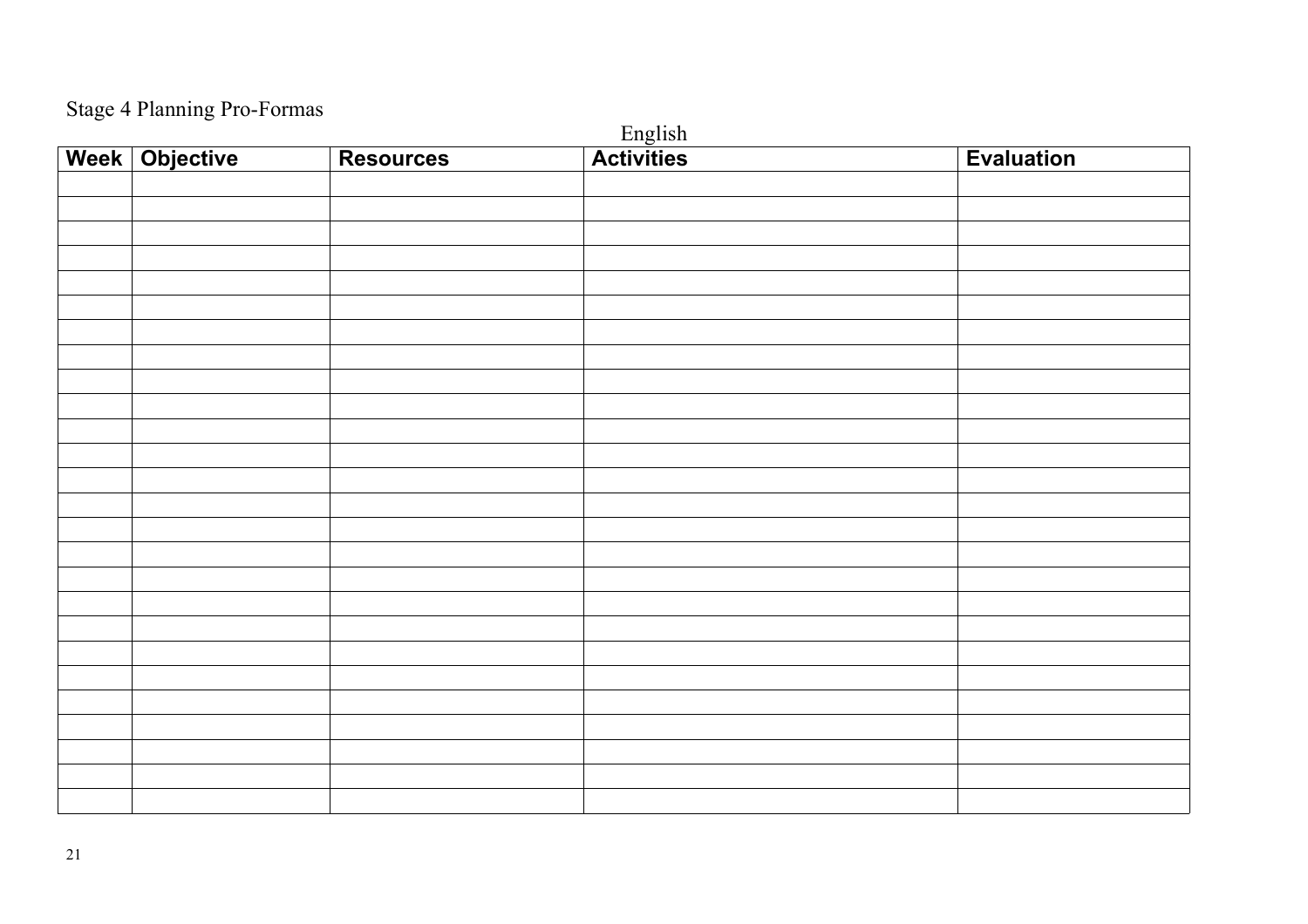Stage 4 Planning Pro-Formas

English

| Week | Objective | Resources | Activities | Evaluation |
|---|---|---|---|---|
| | | | | |
| | | | | |
| | | | | |
| | | | | |
| | | | | |
| | | | | |
| | | | | |
| | | | | |
| | | | | |
| | | | | |
| | | | | |
| | | | | |
| | | | | |
| | | | | |
| | | | | |
| | | | | |
| | | | | |
| | | | | |
| | | | | |
| | | | | |
| | | | | |
| | | | | |
| | | | | |
| | | | | |
| | | | | |
| | | | | |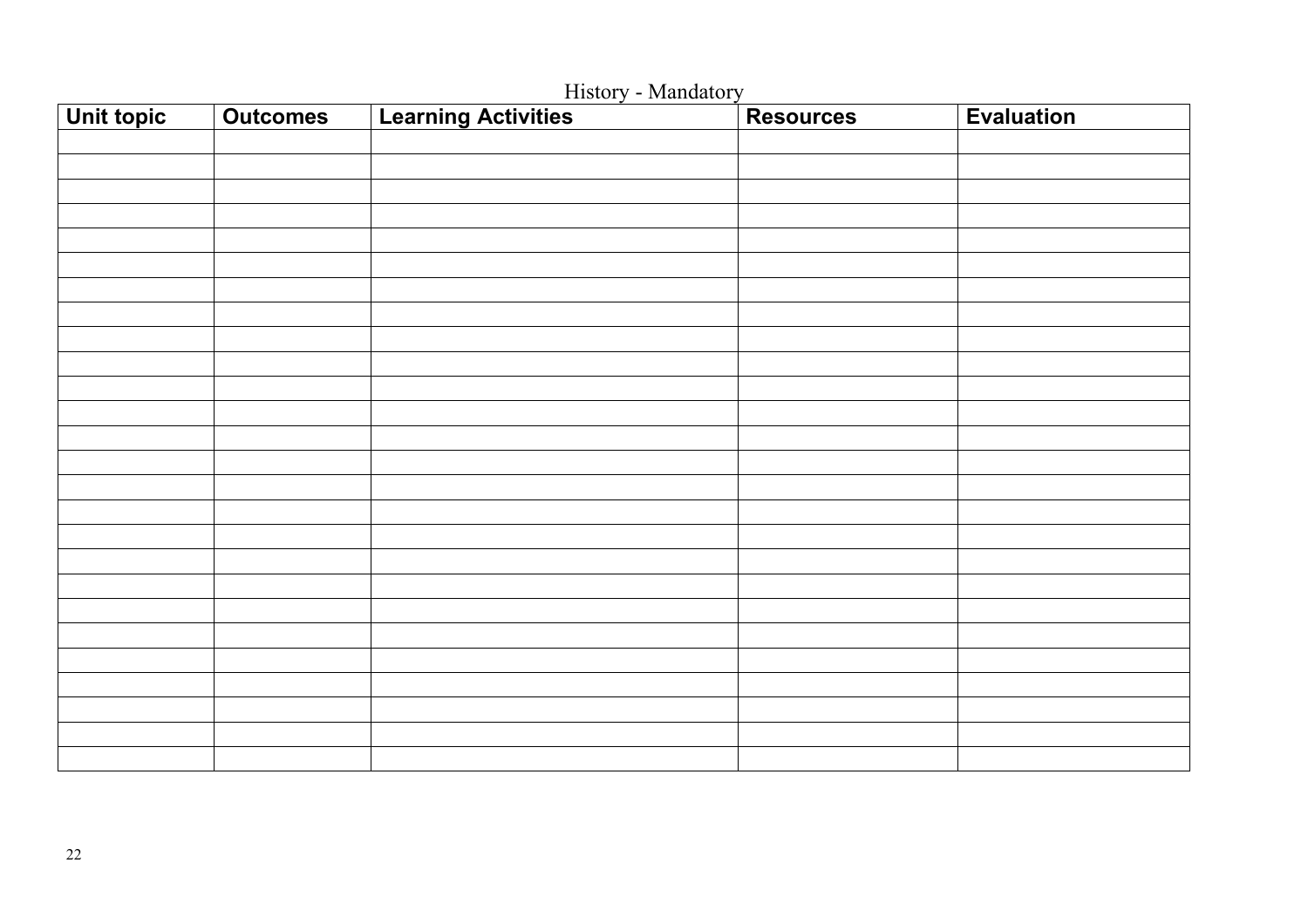History - Mandatory

| Unit topic | Outcomes | Learning Activities | Resources | Evaluation |
|---|---|---|---|---|
| | | | | |
| | | | | |
| | | | | |
| | | | | |
| | | | | |
| | | | | |
| | | | | |
| | | | | |
| | | | | |
| | | | | |
| | | | | |
| | | | | |
| | | | | |
| | | | | |
| | | | | |
| | | | | |
| | | | | |
| | | | | |
| | | | | |
| | | | | |
| | | | | |
| | | | | |
| | | | | |
| | | | | |
| | | | | |
| | | | | |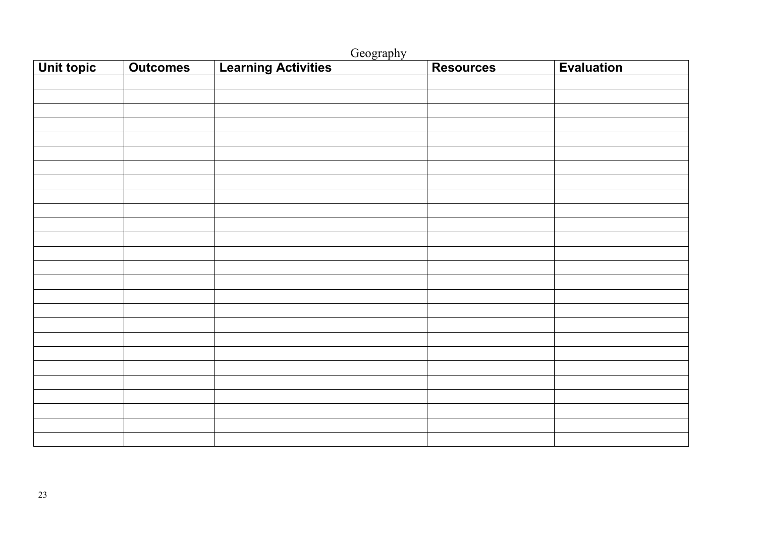Geography

| Unit topic | Outcomes | Learning Activities | Resources | Evaluation |
|---|---|---|---|---|
| | | | | |
| | | | | |
| | | | | |
| | | | | |
| | | | | |
| | | | | |
| | | | | |
| | | | | |
| | | | | |
| | | | | |
| | | | | |
| | | | | |
| | | | | |
| | | | | |
| | | | | |
| | | | | |
| | | | | |
| | | | | |
| | | | | |
| | | | | |
| | | | | |
| | | | | |
| | | | | |
| | | | | |
| | | | | |
| | | | | |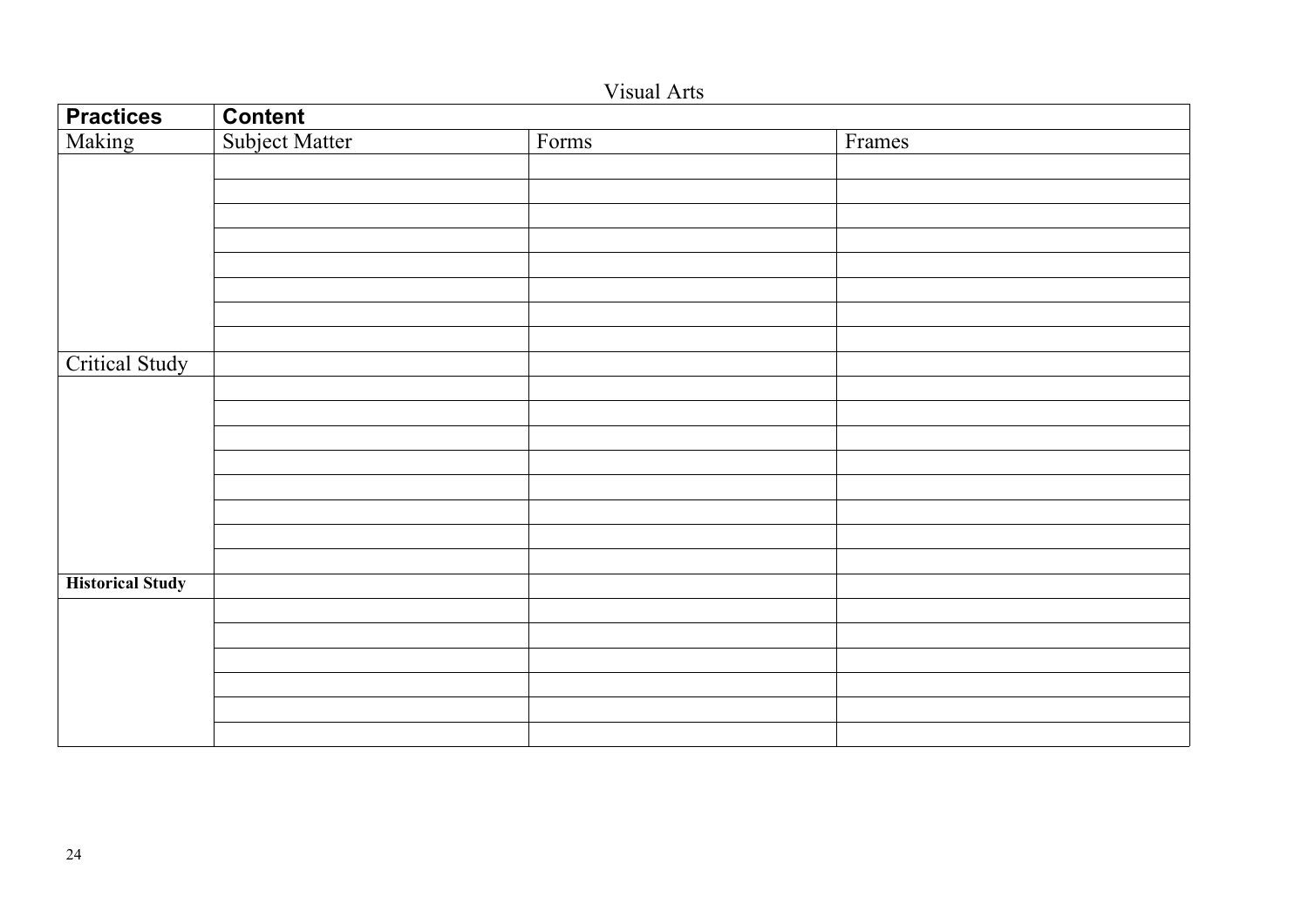Visual Arts

| **Practices** | **Content** | | |
|---|---|---|---|
| Making | Subject Matter | Forms | Frames |
| | | | |
| | | | |
| | | | |
| | | | |
| | | | |
| | | | |
| | | | |
| | | | |
| Critical Study | | | |
| | | | |
| | | | |
| | | | |
| | | | |
| | | | |
| | | | |
| | | | |
| | | | |
| **Historical Study** | | | |
| | | | |
| | | | |
| | | | |
| | | | |
| | | | |
| | | | |